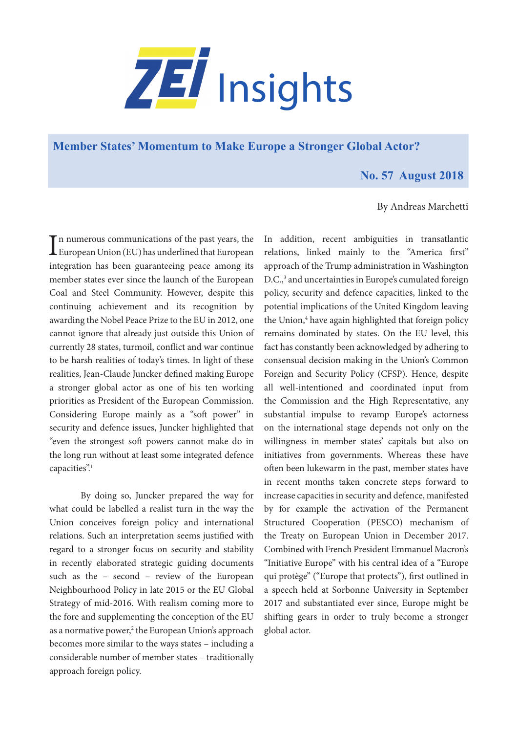# ZEI Insights

## Member States' Momentum to Make Europe a Stronger Global Actor?

**No. 57 August 2018**

By Andreas Marchetti

In numerous communications of the past years, the European Union (EU) has underlined that European integration has been guaranteeing peace among its member states ever since the launch of the European Coal and Steel Community. However, despite this continuing achievement and its recognition by awarding the Nobel Peace Prize to the EU in 2012, one cannot ignore that already just outside this Union of currently 28 states, turmoil, conflict and war continue to be harsh realities of today's times. In light of these realities, Jean-Claude Juncker defined making Europe a stronger global actor as one of his ten working priorities as President of the European Commission. Considering Europe mainly as a "soft power" in security and defence issues, Juncker highlighted that "even the strongest soft powers cannot make do in the long run without at least some integrated defence capacities".[1]

By doing so, Juncker prepared the way for what could be labelled a realist turn in the way the Union conceives foreign policy and international relations. Such an interpretation seems justified with regard to a stronger focus on security and stability in recently elaborated strategic guiding documents such as the – second – review of the European Neighbourhood Policy in late 2015 or the EU Global Strategy of mid-2016. With realism coming more to the fore and supplementing the conception of the EU as a normative power,[2] the European Union's approach becomes more similar to the ways states – including a considerable number of member states – traditionally approach foreign policy.

In addition, recent ambiguities in transatlantic relations, linked mainly to the "America first" approach of the Trump administration in Washington D.C.,[3] and uncertainties in Europe's cumulated foreign policy, security and defence capacities, linked to the potential implications of the United Kingdom leaving the Union,[4] have again highlighted that foreign policy remains dominated by states. On the EU level, this fact has constantly been acknowledged by adhering to consensual decision making in the Union's Common Foreign and Security Policy (CFSP). Hence, despite all well-intentioned and coordinated input from the Commission and the High Representative, any substantial impulse to revamp Europe's actorness on the international stage depends not only on the willingness in member states' capitals but also on initiatives from governments. Whereas these have often been lukewarm in the past, member states have in recent months taken concrete steps forward to increase capacities in security and defence, manifested by for example the activation of the Permanent Structured Cooperation (PESCO) mechanism of the Treaty on European Union in December 2017. Combined with French President Emmanuel Macron's "Initiative Europe" with his central idea of a "Europe qui protège" ("Europe that protects"), first outlined in a speech held at Sorbonne University in September 2017 and substantiated ever since, Europe might be shifting gears in order to truly become a stronger global actor.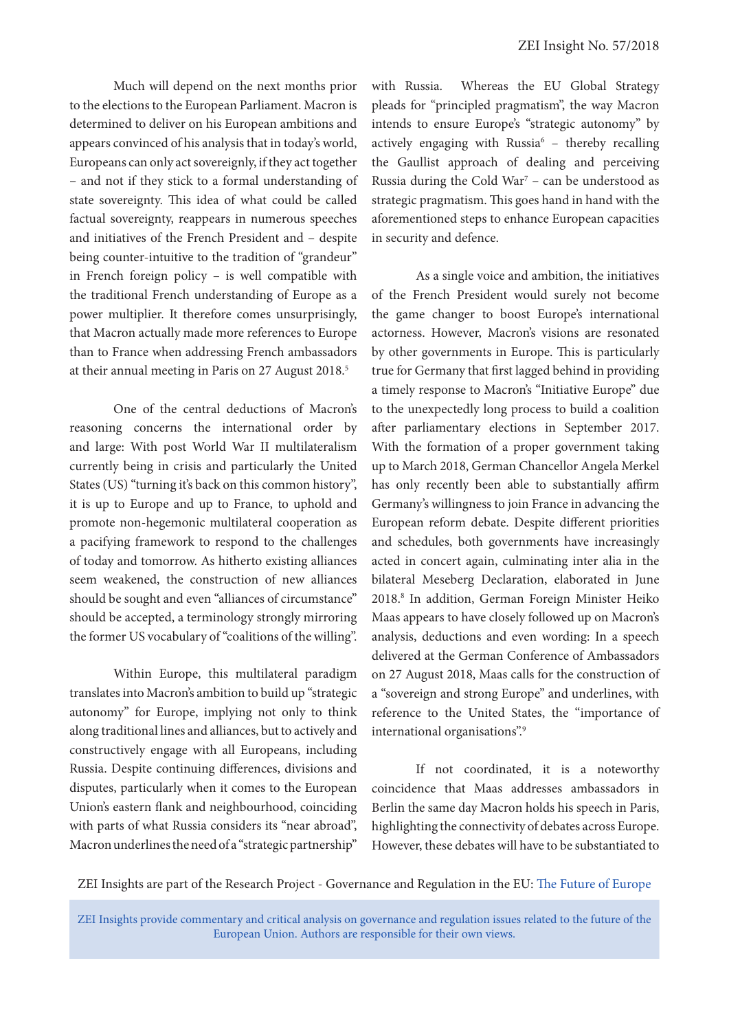Much will depend on the next months prior to the elections to the European Parliament. Macron is determined to deliver on his European ambitions and appears convinced of his analysis that in today's world, Europeans can only act sovereignly, if they act together – and not if they stick to a formal understanding of state sovereignty. This idea of what could be called factual sovereignty, reappears in numerous speeches and initiatives of the French President and – despite being counter-intuitive to the tradition of "grandeur" in French foreign policy – is well compatible with the traditional French understanding of Europe as a power multiplier. It therefore comes unsurprisingly, that Macron actually made more references to Europe than to France when addressing French ambassadors at their annual meeting in Paris on 27 August 2018.[5]

One of the central deductions of Macron's reasoning concerns the international order by and large: With post World War II multilateralism currently being in crisis and particularly the United States (US) "turning it's back on this common history", it is up to Europe and up to France, to uphold and promote non-hegemonic multilateral cooperation as a pacifying framework to respond to the challenges of today and tomorrow. As hitherto existing alliances seem weakened, the construction of new alliances should be sought and even "alliances of circumstance" should be accepted, a terminology strongly mirroring the former US vocabulary of "coalitions of the willing".

Within Europe, this multilateral paradigm translates into Macron's ambition to build up "strategic autonomy" for Europe, implying not only to think along traditional lines and alliances, but to actively and constructively engage with all Europeans, including Russia. Despite continuing differences, divisions and disputes, particularly when it comes to the European Union's eastern flank and neighbourhood, coinciding with parts of what Russia considers its "near abroad", Macron underlines the need of a "strategic partnership" with Russia. Whereas the EU Global Strategy pleads for "principled pragmatism", the way Macron intends to ensure Europe's "strategic autonomy" by actively engaging with Russia[6] – thereby recalling the Gaullist approach of dealing and perceiving Russia during the Cold War[7] – can be understood as strategic pragmatism. This goes hand in hand with the aforementioned steps to enhance European capacities in security and defence.

As a single voice and ambition, the initiatives of the French President would surely not become the game changer to boost Europe's international actorness. However, Macron's visions are resonated by other governments in Europe. This is particularly true for Germany that first lagged behind in providing a timely response to Macron's "Initiative Europe" due to the unexpectedly long process to build a coalition after parliamentary elections in September 2017. With the formation of a proper government taking up to March 2018, German Chancellor Angela Merkel has only recently been able to substantially affirm Germany's willingness to join France in advancing the European reform debate. Despite different priorities and schedules, both governments have increasingly acted in concert again, culminating inter alia in the bilateral Meseberg Declaration, elaborated in June 2018.[8] In addition, German Foreign Minister Heiko Maas appears to have closely followed up on Macron's analysis, deductions and even wording: In a speech delivered at the German Conference of Ambassadors on 27 August 2018, Maas calls for the construction of a "sovereign and strong Europe" and underlines, with reference to the United States, the "importance of international organisations".[9]

If not coordinated, it is a noteworthy coincidence that Maas addresses ambassadors in Berlin the same day Macron holds his speech in Paris, highlighting the connectivity of debates across Europe. However, these debates will have to be substantiated to

ZEI Insights are part of the Research Project - Governance and Regulation in the EU: The Future of Europe

ZEI Insights provide commentary and critical analysis on governance and regulation issues related to the future of the European Union. Authors are responsible for their own views.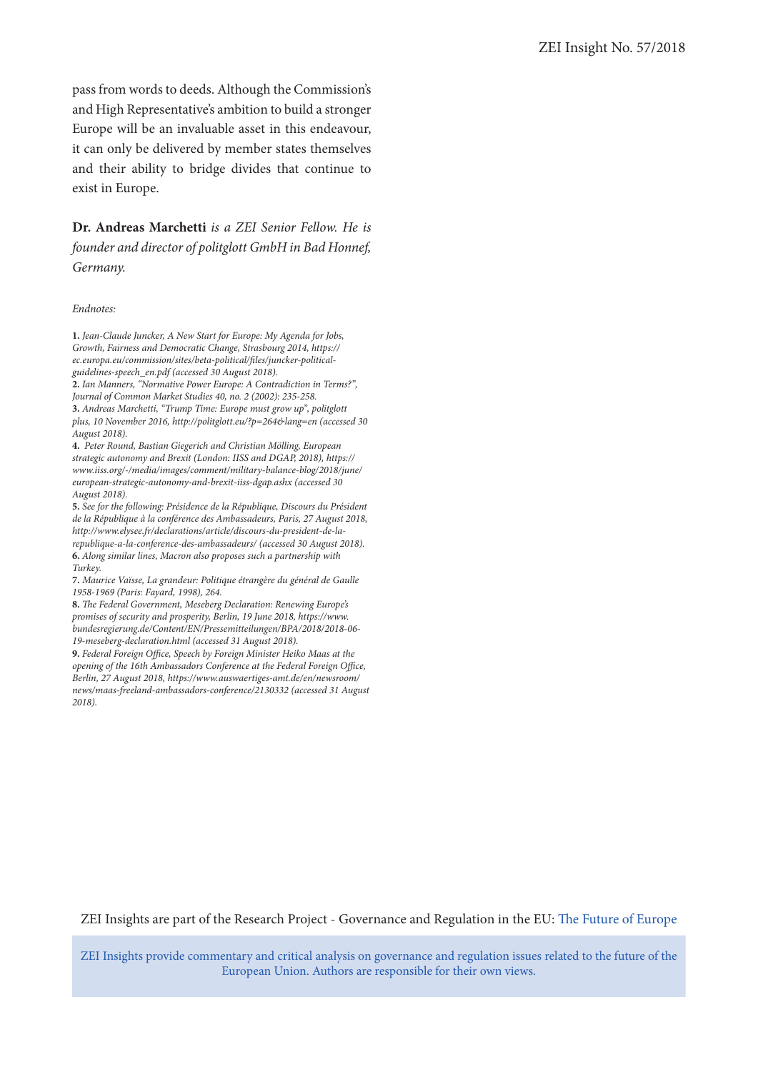pass from words to deeds. Although the Commission's and High Representative's ambition to build a stronger Europe will be an invaluable asset in this endeavour, it can only be delivered by member states themselves and their ability to bridge divides that continue to exist in Europe.

**Dr. Andreas Marchetti** *is a ZEI Senior Fellow. He is founder and director of politglott GmbH in Bad Honnef, Germany.*

*Endnotes:*

**1.** *Jean-Claude Juncker, A New Start for Europe: My Agenda for Jobs, Growth, Fairness and Democratic Change, Strasbourg 2014, https://ec.europa.eu/commission/sites/beta-political/files/juncker-political-guidelines-speech_en.pdf (accessed 30 August 2018).*
**2.** *Ian Manners, "Normative Power Europe: A Contradiction in Terms?", Journal of Common Market Studies 40, no. 2 (2002): 235-258.*
**3.** *Andreas Marchetti, "Trump Time: Europe must grow up", politglott plus, 10 November 2016, http://politglott.eu/?p=264&lang=en (accessed 30 August 2018).*
**4.** *Peter Round, Bastian Giegerich and Christian Mölling, European strategic autonomy and Brexit (London: IISS and DGAP, 2018), https://www.iiss.org/-/media/images/comment/military-balance-blog/2018/june/european-strategic-autonomy-and-brexit-iiss-dgap.ashx (accessed 30 August 2018).*
**5.** *See for the following: Présidence de la République, Discours du Président de la République à la conférence des Ambassadeurs, Paris, 27 August 2018, http://www.elysee.fr/declarations/article/discours-du-president-de-la-republique-a-la-conference-des-ambassadeurs/ (accessed 30 August 2018).*
**6.** *Along similar lines, Macron also proposes such a partnership with Turkey.*
**7.** *Maurice Vaïsse, La grandeur: Politique étrangère du général de Gaulle 1958-1969 (Paris: Fayard, 1998), 264.*
**8.** *The Federal Government, Meseberg Declaration: Renewing Europe's promises of security and prosperity, Berlin, 19 June 2018, https://www.bundesregierung.de/Content/EN/Pressemitteilungen/BPA/2018/2018-06-19-meseberg-declaration.html (accessed 31 August 2018).*
**9.** *Federal Foreign Office, Speech by Foreign Minister Heiko Maas at the opening of the 16th Ambassadors Conference at the Federal Foreign Office, Berlin, 27 August 2018, https://www.auswaertiges-amt.de/en/newsroom/news/maas-freeland-ambassadors-conference/2130332 (accessed 31 August 2018).*

ZEI Insights are part of the Research Project - Governance and Regulation in the EU: The Future of Europe

ZEI Insights provide commentary and critical analysis on governance and regulation issues related to the future of the European Union. Authors are responsible for their own views.